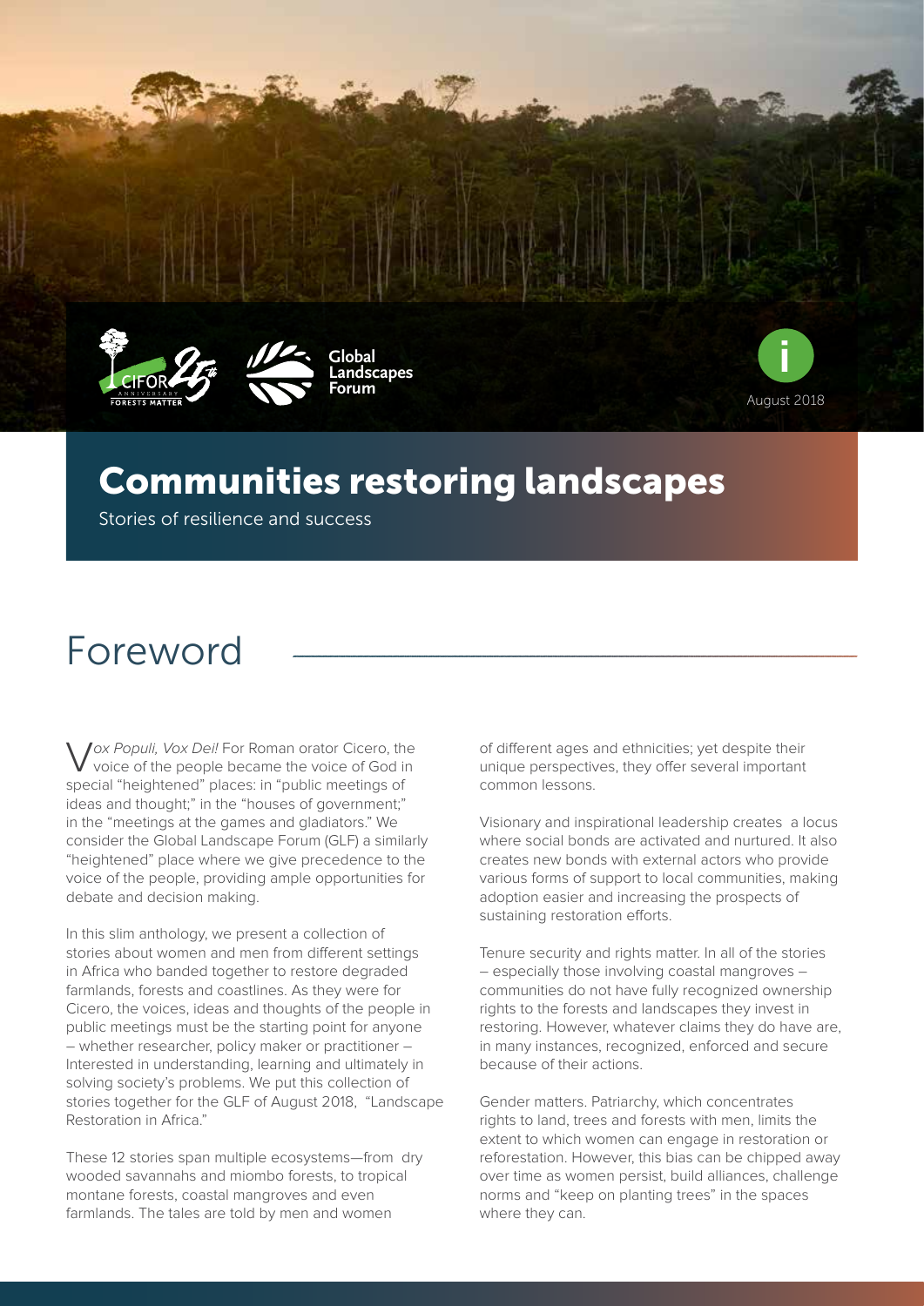August 2018

# Communities restoring landscapes

Stories of resilience and success

## Foreword

*Vox Populi, Vox Dei!* For Roman orator Cicero, the voice of the people became the voice of God in special "heightened" places: in "public meetings of ideas and thought;" in the "houses of government;" in the "meetings at the games and gladiators." We consider the Global Landscape Forum (GLF) a similarly "heightened" place where we give precedence to the voice of the people, providing ample opportunities for debate and decision making.

In this slim anthology, we present a collection of stories about women and men from different settings in Africa who banded together to restore degraded farmlands, forests and coastlines. As they were for Cicero, the voices, ideas and thoughts of the people in public meetings must be the starting point for anyone – whether researcher, policy maker or practitioner – Interested in understanding, learning and ultimately in solving society's problems. We put this collection of stories together for the GLF of August 2018, "Landscape Restoration in Africa."

These 12 stories span multiple ecosystems—from dry wooded savannahs and miombo forests, to tropical montane forests, coastal mangroves and even farmlands. The tales are told by men and women of different ages and ethnicities; yet despite their unique perspectives, they offer several important common lessons.

Visionary and inspirational leadership creates a locus where social bonds are activated and nurtured. It also creates new bonds with external actors who provide various forms of support to local communities, making adoption easier and increasing the prospects of sustaining restoration efforts.

Tenure security and rights matter. In all of the stories – especially those involving coastal mangroves – communities do not have fully recognized ownership rights to the forests and landscapes they invest in restoring. However, whatever claims they do have are, in many instances, recognized, enforced and secure because of their actions.

Gender matters. Patriarchy, which concentrates rights to land, trees and forests with men, limits the extent to which women can engage in restoration or reforestation. However, this bias can be chipped away over time as women persist, build alliances, challenge norms and "keep on planting trees" in the spaces where they can.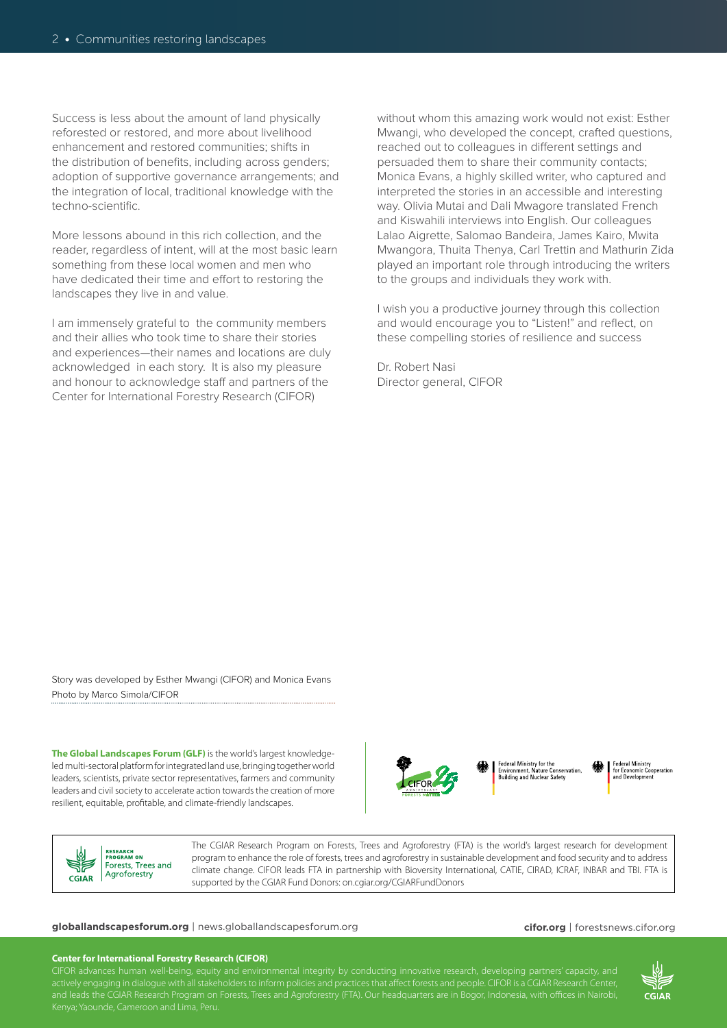Success is less about the amount of land physically reforested or restored, and more about livelihood enhancement and restored communities; shifts in the distribution of benefits, including across genders; adoption of supportive governance arrangements; and the integration of local, traditional knowledge with the techno-scientific.

More lessons abound in this rich collection, and the reader, regardless of intent, will at the most basic learn something from these local women and men who have dedicated their time and effort to restoring the landscapes they live in and value.

I am immensely grateful to the community members and their allies who took time to share their stories and experiences—their names and locations are duly acknowledged in each story. It is also my pleasure and honour to acknowledge staff and partners of the Center for International Forestry Research (CIFOR) without whom this amazing work would not exist: Esther Mwangi, who developed the concept, crafted questions, reached out to colleagues in different settings and persuaded them to share their community contacts; Monica Evans, a highly skilled writer, who captured and interpreted the stories in an accessible and interesting way. Olivia Mutai and Dali Mwagore translated French and Kiswahili interviews into English. Our colleagues Lalao Aigrette, Salomao Bandeira, James Kairo, Mwita Mwangora, Thuita Thenya, Carl Trettin and Mathurin Zida played an important role through introducing the writers to the groups and individuals they work with.

I wish you a productive journey through this collection and would encourage you to "Listen!" and reflect, on these compelling stories of resilience and success

Dr. Robert Nasi
Director general, CIFOR

Story was developed by Esther Mwangi (CIFOR) and Monica Evans
Photo by Marco Simola/CIFOR

**The Global Landscapes Forum (GLF)** is the world's largest knowledge-led multi-sectoral platform for integrated land use, bringing together world leaders, scientists, private sector representatives, farmers and community leaders and civil society to accelerate action towards the creation of more resilient, equitable, profitable, and climate-friendly landscapes.

CIFOR 25 Anniversary – Forests Matter

Federal Ministry for the Environment, Nature Conservation, Building and Nuclear Safety

Federal Ministry for Economic Cooperation and Development

RESEARCH PROGRAM ON Forests, Trees and Agroforestry – CGIAR

The CGIAR Research Program on Forests, Trees and Agroforestry (FTA) is the world's largest research for development program to enhance the role of forests, trees and agroforestry in sustainable development and food security and to address climate change. CIFOR leads FTA in partnership with Bioversity International, CATIE, CIRAD, ICRAF, INBAR and TBI. FTA is supported by the CGIAR Fund Donors: on.cgiar.org/CGIARFundDonors

**globallandscapesforum.org** | news.globallandscapesforum.org

**cifor.org** | forestsnews.cifor.org

**Center for International Forestry Research (CIFOR)**

CIFOR advances human well-being, equity and environmental integrity by conducting innovative research, developing partners' capacity, and actively engaging in dialogue with all stakeholders to inform policies and practices that affect forests and people. CIFOR is a CGIAR Research Center, and leads the CGIAR Research Program on Forests, Trees and Agroforestry (FTA). Our headquarters are in Bogor, Indonesia, with offices in Nairobi, Kenya; Yaounde, Cameroon and Lima, Peru.

CGIAR